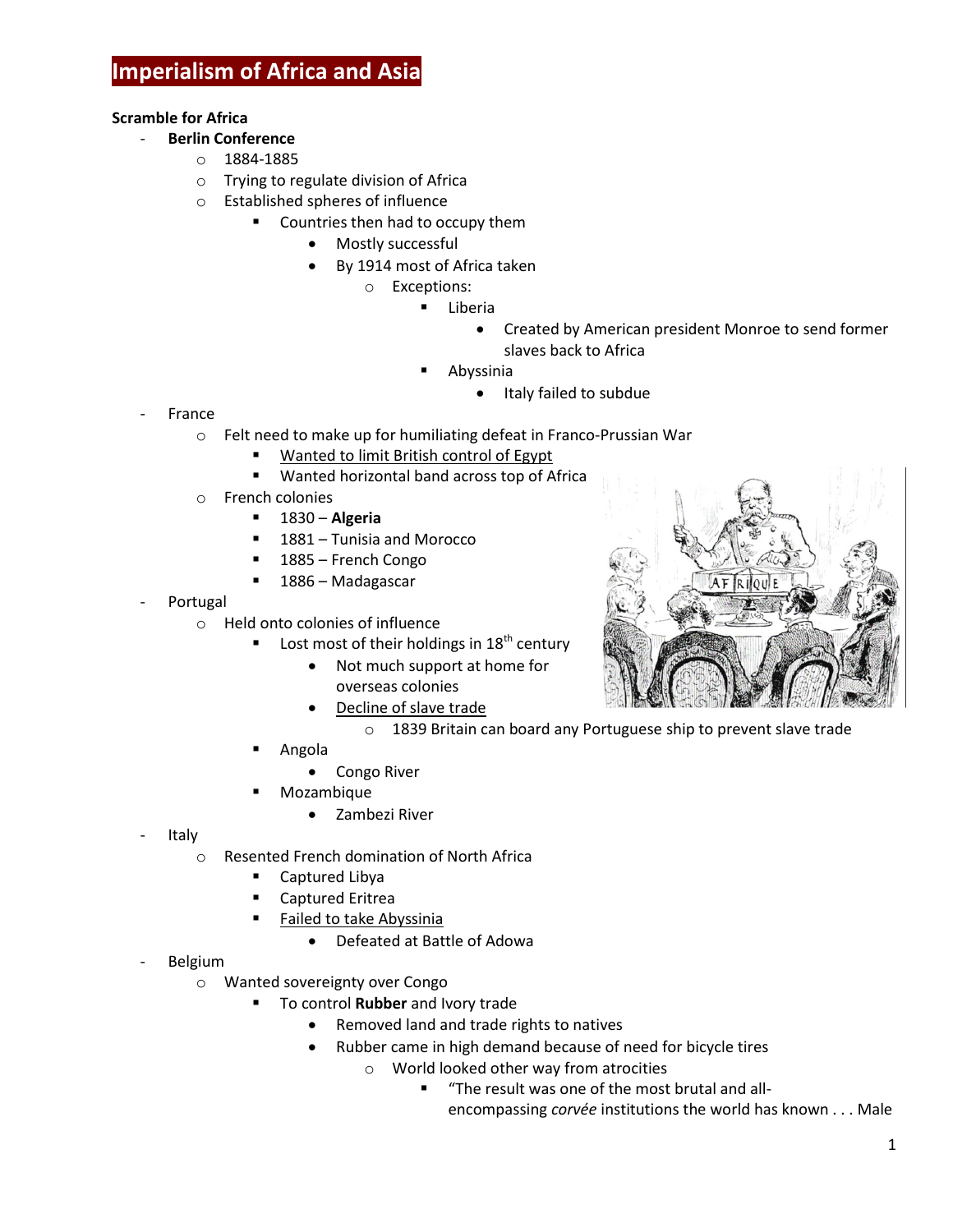# Imperialism of Africa and Asia

**Scramble for Africa**

- **Berlin Conference**
  - 1884-1885
  - Trying to regulate division of Africa
  - Established spheres of influence
    - Countries then had to occupy them
      - Mostly successful
      - By 1914 most of Africa taken
        - Exceptions:
          - Liberia
            - Created by American president Monroe to send former slaves back to Africa
          - Abyssinia
            - Italy failed to subdue
- France
  - Felt need to make up for humiliating defeat in Franco-Prussian War
    - <u>Wanted to limit British control of Egypt</u>
    - Wanted horizontal band across top of Africa
  - French colonies
    - 1830 – **Algeria**
    - 1881 – Tunisia and Morocco
    - 1885 – French Congo
    - 1886 – Madagascar
- Portugal
  - Held onto colonies of influence
    - Lost most of their holdings in 18th century
      - Not much support at home for overseas colonies
      - <u>Decline of slave trade</u>
        - 1839 Britain can board any Portuguese ship to prevent slave trade
    - Angola
      - Congo River
    - Mozambique
      - Zambezi River
- Italy
  - Resented French domination of North Africa
    - Captured Libya
    - Captured Eritrea
    - <u>Failed to take Abyssinia</u>
      - Defeated at Battle of Adowa
- Belgium
  - Wanted sovereignty over Congo
    - To control **Rubber** and Ivory trade
      - Removed land and trade rights to natives
      - Rubber came in high demand because of need for bicycle tires
        - World looked other way from atrocities
          - "The result was one of the most brutal and all-encompassing *corvée* institutions the world has known . . . Male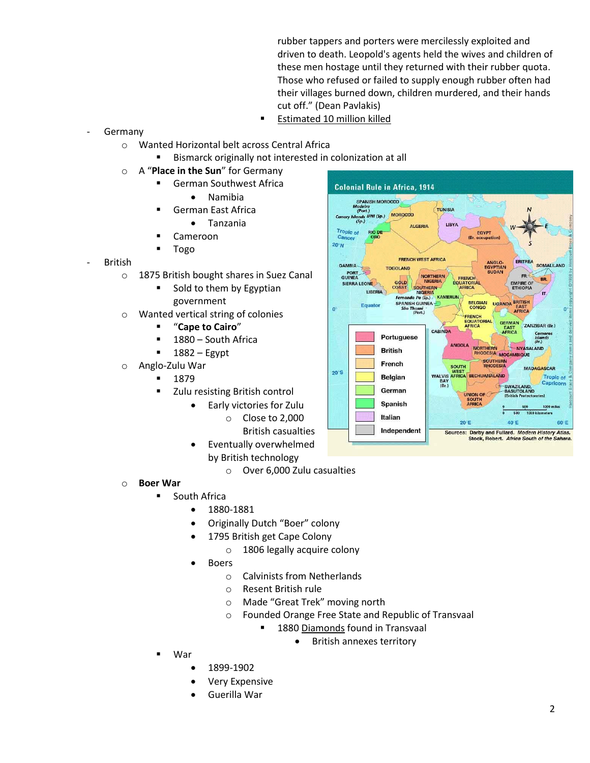rubber tappers and porters were mercilessly exploited and driven to death. Leopold's agents held the wives and children of these men hostage until they returned with their rubber quota. Those who refused or failed to supply enough rubber often had their villages burned down, children murdered, and their hands cut off." (Dean Pavlakis)

- Estimated 10 million killed

- Germany
  - Wanted Horizontal belt across Central Africa
    - Bismarck originally not interested in colonization at all
  - A "**Place in the Sun**" for Germany
    - German Southwest Africa
      - Namibia
    - German East Africa
      - Tanzania
    - Cameroon
    - Togo
- British
  - 1875 British bought shares in Suez Canal
    - Sold to them by Egyptian government
  - Wanted vertical string of colonies
    - "**Cape to Cairo**"
    - 1880 – South Africa
    - 1882 – Egypt
  - Anglo-Zulu War
    - 1879
    - Zulu resisting British control
      - Early victories for Zulu
        - Close to 2,000 British casualties
      - Eventually overwhelmed by British technology
        - Over 6,000 Zulu casualties
  - **Boer War**
    - South Africa
      - 1880-1881
      - Originally Dutch "Boer" colony
      - 1795 British get Cape Colony
        - 1806 legally acquire colony
      - Boers
        - Calvinists from Netherlands
        - Resent British rule
        - Made "Great Trek" moving north
        - Founded Orange Free State and Republic of Transvaal
          - 1880 Diamonds found in Transvaal
            - British annexes territory
    - War
      - 1899-1902
      - Very Expensive
      - Guerilla War

Colonial Rule in Africa, 1914

Portuguese
British
French
Belgian
German
Spanish
Italian
Independent

SPANISH MOROCCO, Madeira (Port.), Canary Islands (Sp.), IFNI (Sp.), MOROCCO, TUNISIA, ALGERIA, LIBYA, EGYPT (Br. occupation), RIO DE ORO, Tropic of Cancer, 20°N, FRENCH WEST AFRICA, ANGLO-EGYPTIAN SUDAN, ERITREA, SOMALILAND, GAMBIA, PORT. GUINEA, SIERRA LEONE, TOGOLAND, GOLD COAST, LIBERIA, NORTHERN NIGERIA, SOUTHERN NIGERIA, FRENCH EQUATORIAL AFRICA, FR., BR., EMPIRE OF ETHIOPIA, IT., Fernando Po (Sp.), KAMERUN, SPANISH GUINEA, São Thomé (Port.), Equator, 0°, BELGIAN CONGO, UGANDA, BRITISH EAST AFRICA, GERMAN EAST AFRICA, ZANZIBAR (Br.), Comoros Islands (Fr.), CABINDA, ANGOLA, NORTHERN RHODESIA, NYASALAND, MOCAMBIQUE, SOUTHERN RHODESIA, SOUTH WEST AFRICA, WALVIS BAY (Br.), BECHUANALAND, MADAGASCAR, 20°S, Tropic of Capricorn, SWAZILAND, BASUTOLAND (British Protectorates), UNION OF SOUTH AFRICA, 20°E, 40°E, 60°E, 0, 500, 1000 miles, 0, 500, 1000 kilometers

Sources: Darby and Fullard. *Modern History Atlas.* Stock, Robert. *Africa South of the Sahara.*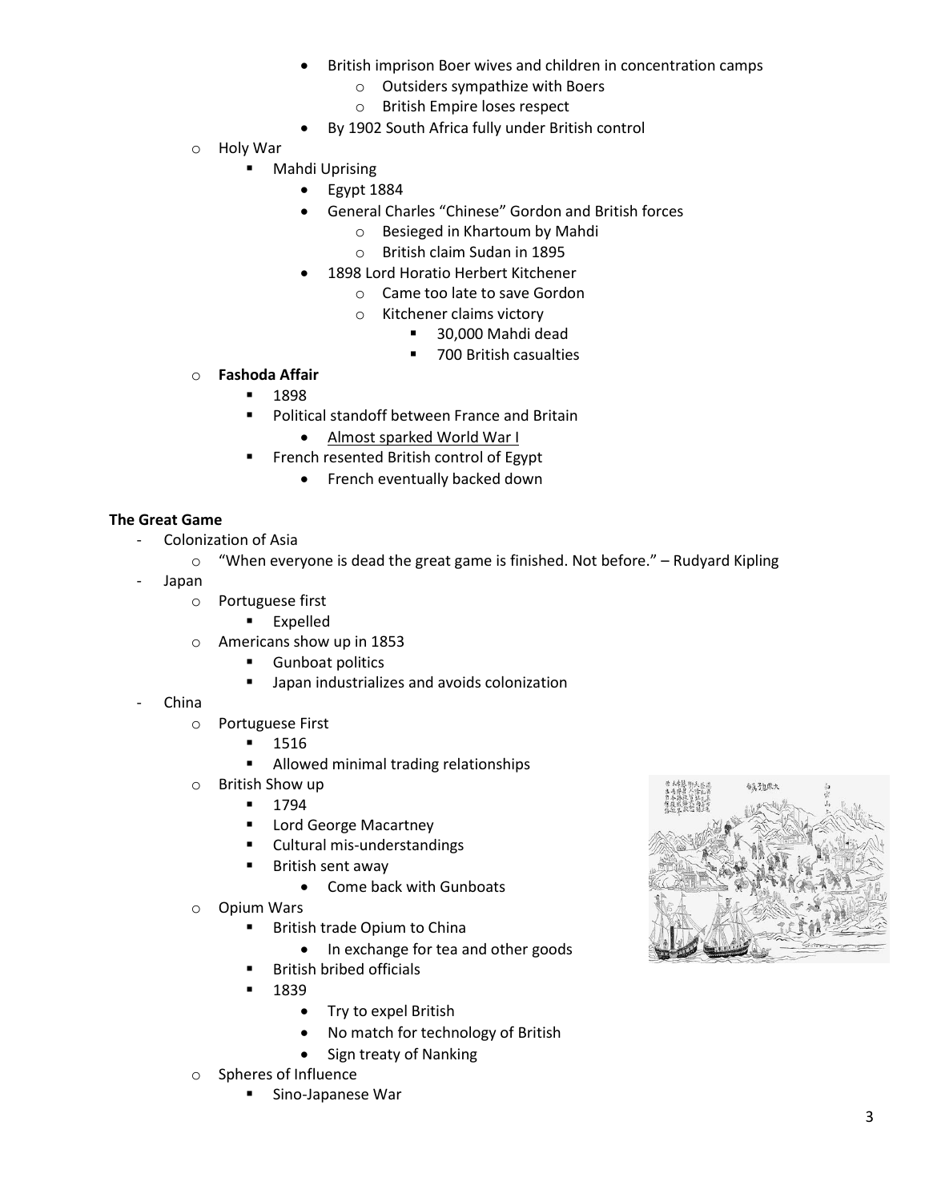- British imprison Boer wives and children in concentration camps
  - Outsiders sympathize with Boers
  - British Empire loses respect
- By 1902 South Africa fully under British control

- Holy War
  - Mahdi Uprising
    - Egypt 1884
    - General Charles "Chinese" Gordon and British forces
      - Besieged in Khartoum by Mahdi
      - British claim Sudan in 1895
    - 1898 Lord Horatio Herbert Kitchener
      - Came too late to save Gordon
      - Kitchener claims victory
        - 30,000 Mahdi dead
        - 700 British casualties
- **Fashoda Affair**
  - 1898
  - Political standoff between France and Britain
    - <u>Almost sparked World War I</u>
  - French resented British control of Egypt
    - French eventually backed down

**The Great Game**

- Colonization of Asia
  - "When everyone is dead the great game is finished. Not before." – Rudyard Kipling
- Japan
  - Portuguese first
    - Expelled
  - Americans show up in 1853
    - Gunboat politics
    - Japan industrializes and avoids colonization
- China
  - Portuguese First
    - 1516
    - Allowed minimal trading relationships
  - British Show up
    - 1794
    - Lord George Macartney
    - Cultural mis-understandings
    - British sent away
      - Come back with Gunboats
  - Opium Wars
    - British trade Opium to China
      - In exchange for tea and other goods
    - British bribed officials
    - 1839
      - Try to expel British
      - No match for technology of British
      - Sign treaty of Nanking
  - Spheres of Influence
    - Sino-Japanese War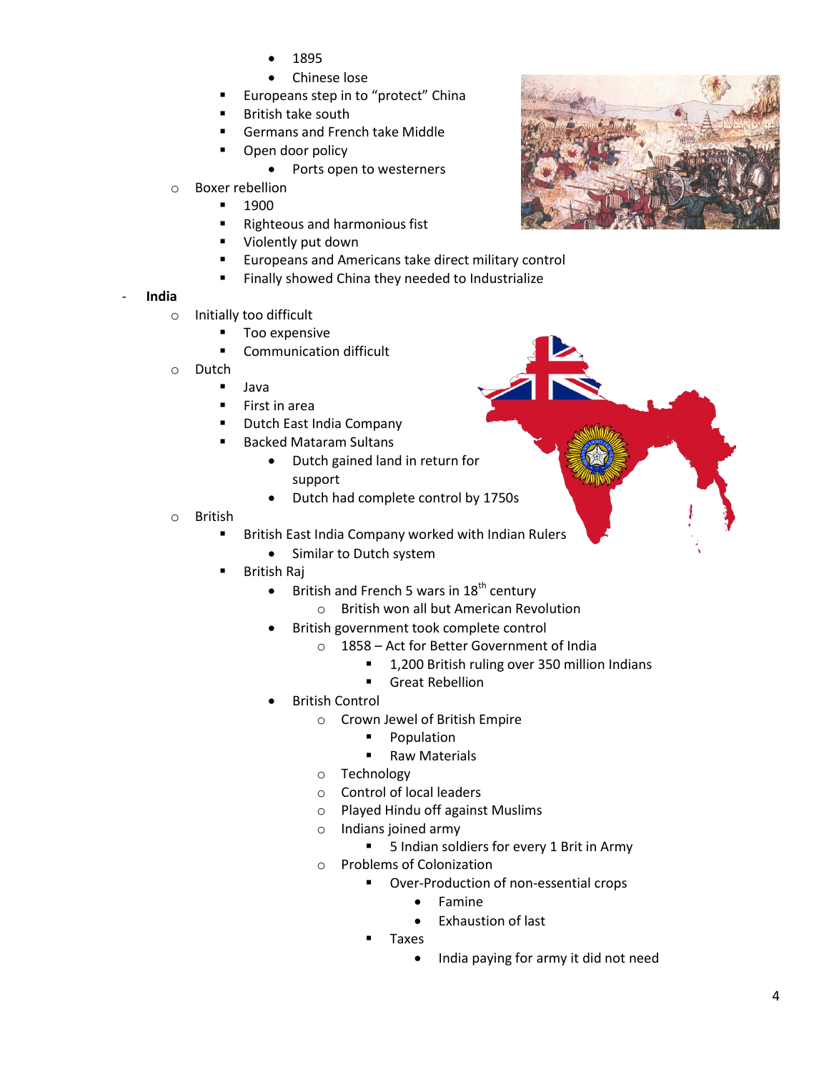- 1895
- Chinese lose

- Europeans step in to "protect" China
- British take south
- Germans and French take Middle
- Open door policy
  - Ports open to westerners

- Boxer rebellion
  - 1900
  - Righteous and harmonious fist
  - Violently put down
  - Europeans and Americans take direct military control
  - Finally showed China they needed to Industrialize

- **India**
  - Initially too difficult
    - Too expensive
    - Communication difficult
  - Dutch
    - Java
    - First in area
    - Dutch East India Company
    - Backed Mataram Sultans
      - Dutch gained land in return for support
      - Dutch had complete control by 1750s
  - British
    - British East India Company worked with Indian Rulers
      - Similar to Dutch system
    - British Raj
      - British and French 5 wars in 18th century
        - British won all but American Revolution
      - British government took complete control
        - 1858 – Act for Better Government of India
          - 1,200 British ruling over 350 million Indians
          - Great Rebellion
      - British Control
        - Crown Jewel of British Empire
          - Population
          - Raw Materials
        - Technology
        - Control of local leaders
        - Played Hindu off against Muslims
        - Indians joined army
          - 5 Indian soldiers for every 1 Brit in Army
        - Problems of Colonization
          - Over-Production of non-essential crops
            - Famine
            - Exhaustion of last
          - Taxes
            - India paying for army it did not need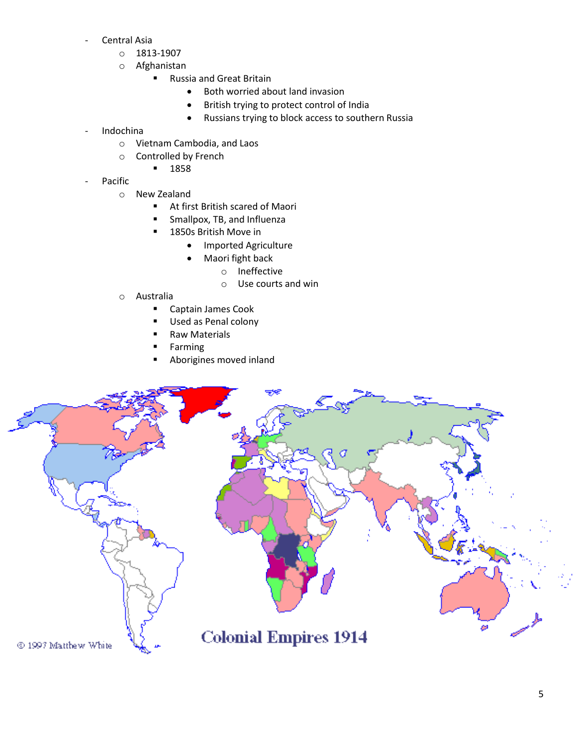- Central Asia
  - 1813-1907
  - Afghanistan
    - Russia and Great Britain
      - Both worried about land invasion
      - British trying to protect control of India
      - Russians trying to block access to southern Russia
- Indochina
  - Vietnam Cambodia, and Laos
  - Controlled by French
    - 1858
- Pacific
  - New Zealand
    - At first British scared of Maori
    - Smallpox, TB, and Influenza
    - 1850s British Move in
      - Imported Agriculture
      - Maori fight back
        - Ineffective
        - Use courts and win
  - Australia
    - Captain James Cook
    - Used as Penal colony
    - Raw Materials
    - Farming
    - Aborigines moved inland

Colonial Empires 1914

© 1997 Matthew White